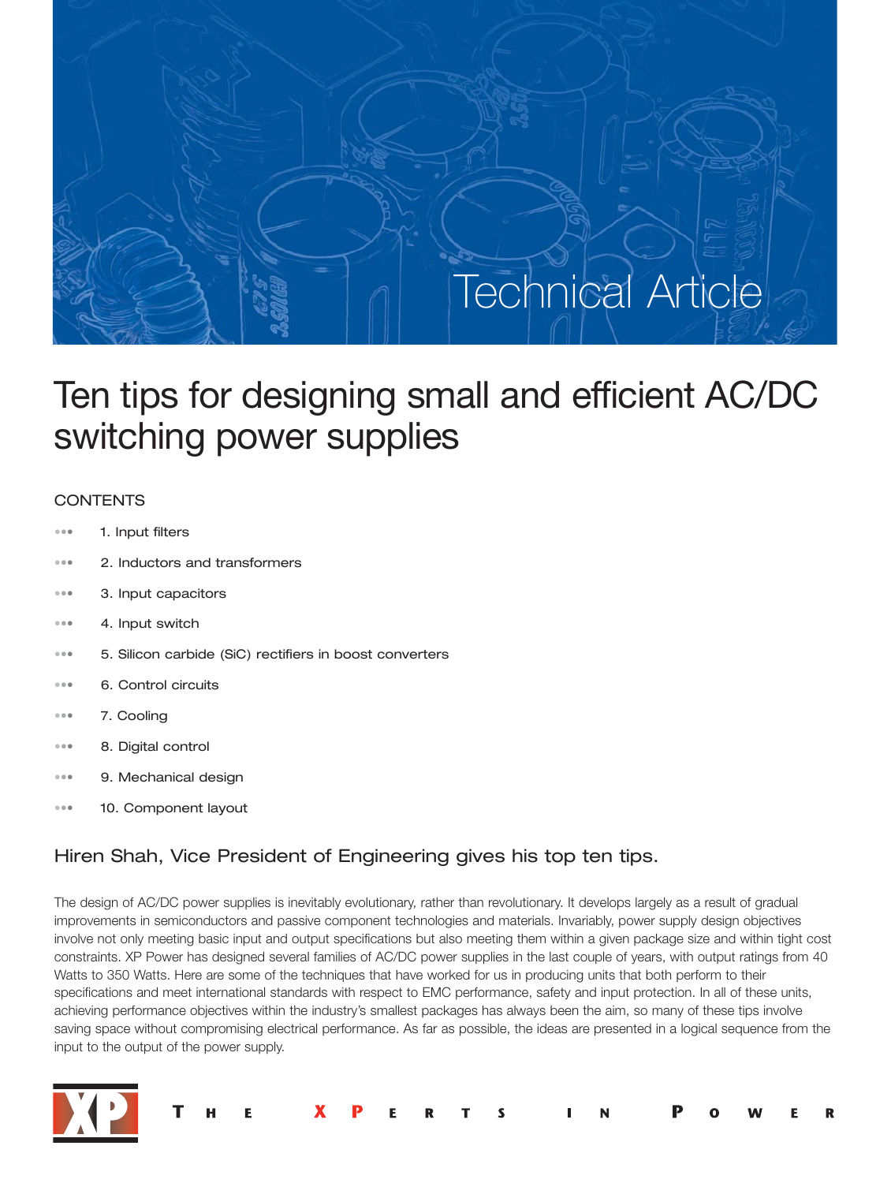Technical Article

# Ten tips for designing small and efficient AC/DC switching power supplies

## CONTENTS

- 1. Input filters
- 2. Inductors and transformers
- 3. Input capacitors
- 4. Input switch
- 5. Silicon carbide (SiC) rectifiers in boost converters
- 6. Control circuits
- 7. Cooling
- 8. Digital control
- 9. Mechanical design
- 10. Component layout

## Hiren Shah, Vice President of Engineering gives his top ten tips.

The design of AC/DC power supplies is inevitably evolutionary, rather than revolutionary. It develops largely as a result of gradual improvements in semiconductors and passive component technologies and materials. Invariably, power supply design objectives involve not only meeting basic input and output specifications but also meeting them within a given package size and within tight cost constraints. XP Power has designed several families of AC/DC power supplies in the last couple of years, with output ratings from 40 Watts to 350 Watts. Here are some of the techniques that have worked for us in producing units that both perform to their specifications and meet international standards with respect to EMC performance, safety and input protection. In all of these units, achieving performance objectives within the industry's smallest packages has always been the aim, so many of these tips involve saving space without compromising electrical performance. As far as possible, the ideas are presented in a logical sequence from the input to the output of the power supply.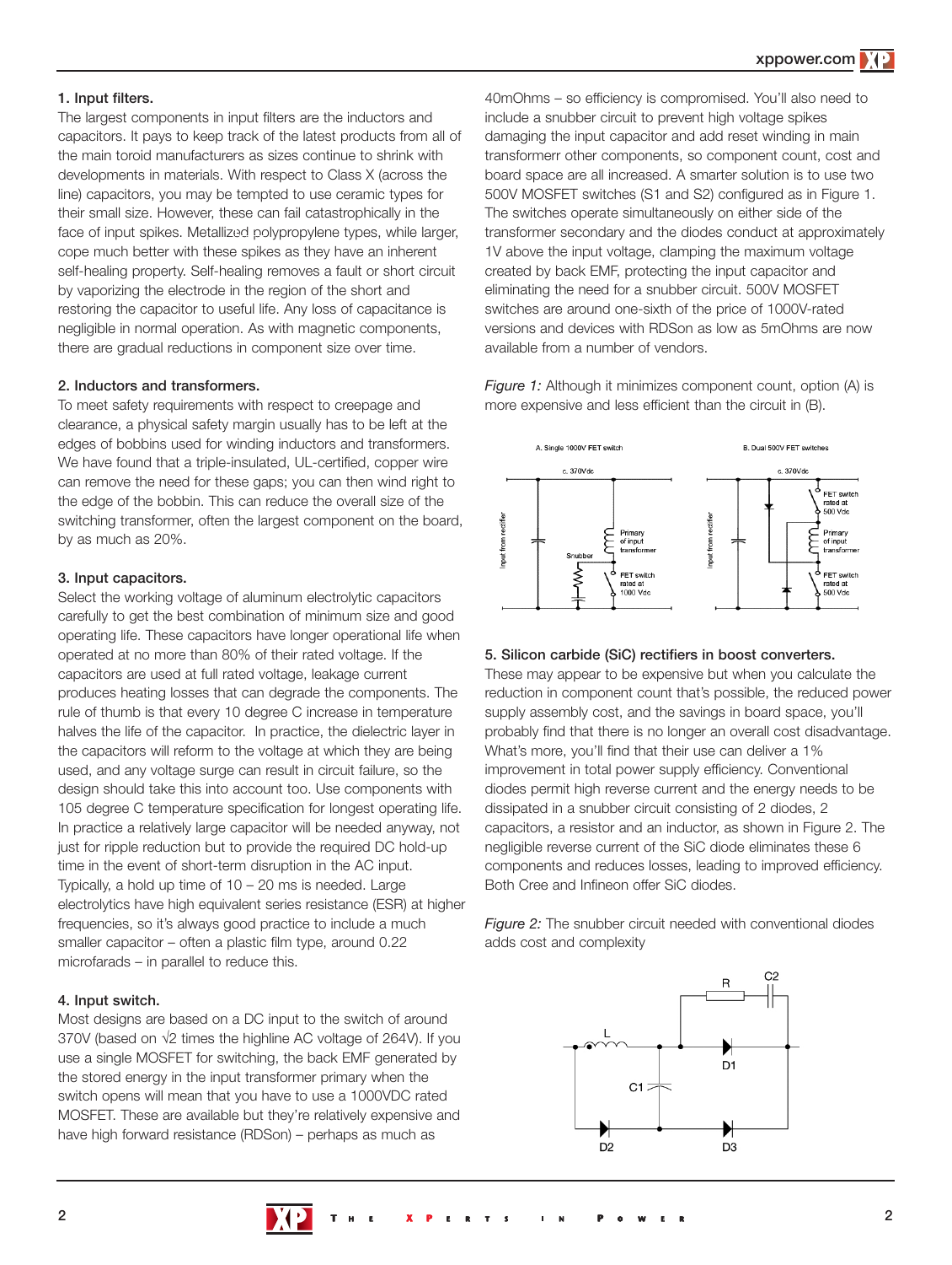**1. Input filters.**

The largest components in input filters are the inductors and capacitors. It pays to keep track of the latest products from all of the main toroid manufacturers as sizes continue to shrink with developments in materials. With respect to Class X (across the line) capacitors, you may be tempted to use ceramic types for their small size. However, these can fail catastrophically in the face of input spikes. Metallized polypropylene types, while larger, cope much better with these spikes as they have an inherent self-healing property. Self-healing removes a fault or short circuit by vaporizing the electrode in the region of the short and restoring the capacitor to useful life. Any loss of capacitance is negligible in normal operation. As with magnetic components, there are gradual reductions in component size over time.

**2. Inductors and transformers.**

To meet safety requirements with respect to creepage and clearance, a physical safety margin usually has to be left at the edges of bobbins used for winding inductors and transformers. We have found that a triple-insulated, UL-certified, copper wire can remove the need for these gaps; you can then wind right to the edge of the bobbin. This can reduce the overall size of the switching transformer, often the largest component on the board, by as much as 20%.

**3. Input capacitors.**

Select the working voltage of aluminum electrolytic capacitors carefully to get the best combination of minimum size and good operating life. These capacitors have longer operational life when operated at no more than 80% of their rated voltage. If the capacitors are used at full rated voltage, leakage current produces heating losses that can degrade the components. The rule of thumb is that every 10 degree C increase in temperature halves the life of the capacitor. In practice, the dielectric layer in the capacitors will reform to the voltage at which they are being used, and any voltage surge can result in circuit failure, so the design should take this into account too. Use components with 105 degree C temperature specification for longest operating life. In practice a relatively large capacitor will be needed anyway, not just for ripple reduction but to provide the required DC hold-up time in the event of short-term disruption in the AC input. Typically, a hold up time of 10 – 20 ms is needed. Large electrolytics have high equivalent series resistance (ESR) at higher frequencies, so it's always good practice to include a much smaller capacitor – often a plastic film type, around 0.22 microfarads – in parallel to reduce this.

**4. Input switch.**

Most designs are based on a DC input to the switch of around 370V (based on √2 times the highline AC voltage of 264V). If you use a single MOSFET for switching, the back EMF generated by the stored energy in the input transformer primary when the switch opens will mean that you have to use a 1000VDC rated MOSFET. These are available but they're relatively expensive and have high forward resistance (RDSon) – perhaps as much as 40mOhms – so efficiency is compromised. You'll also need to include a snubber circuit to prevent high voltage spikes damaging the input capacitor and add reset winding in main transformerr other components, so component count, cost and board space are all increased. A smarter solution is to use two 500V MOSFET switches (S1 and S2) configured as in Figure 1. The switches operate simultaneously on either side of the transformer secondary and the diodes conduct at approximately 1V above the input voltage, clamping the maximum voltage created by back EMF, protecting the input capacitor and eliminating the need for a snubber circuit. 500V MOSFET switches are around one-sixth of the price of 1000V-rated versions and devices with RDSon as low as 5mOhms are now available from a number of vendors.

*Figure 1:* Although it minimizes component count, option (A) is more expensive and less efficient than the circuit in (B).

**5. Silicon carbide (SiC) rectifiers in boost converters.**

These may appear to be expensive but when you calculate the reduction in component count that's possible, the reduced power supply assembly cost, and the savings in board space, you'll probably find that there is no longer an overall cost disadvantage. What's more, you'll find that their use can deliver a 1% improvement in total power supply efficiency. Conventional diodes permit high reverse current and the energy needs to be dissipated in a snubber circuit consisting of 2 diodes, 2 capacitors, a resistor and an inductor, as shown in Figure 2. The negligible reverse current of the SiC diode eliminates these 6 components and reduces losses, leading to improved efficiency. Both Cree and Infineon offer SiC diodes.

*Figure 2:* The snubber circuit needed with conventional diodes adds cost and complexity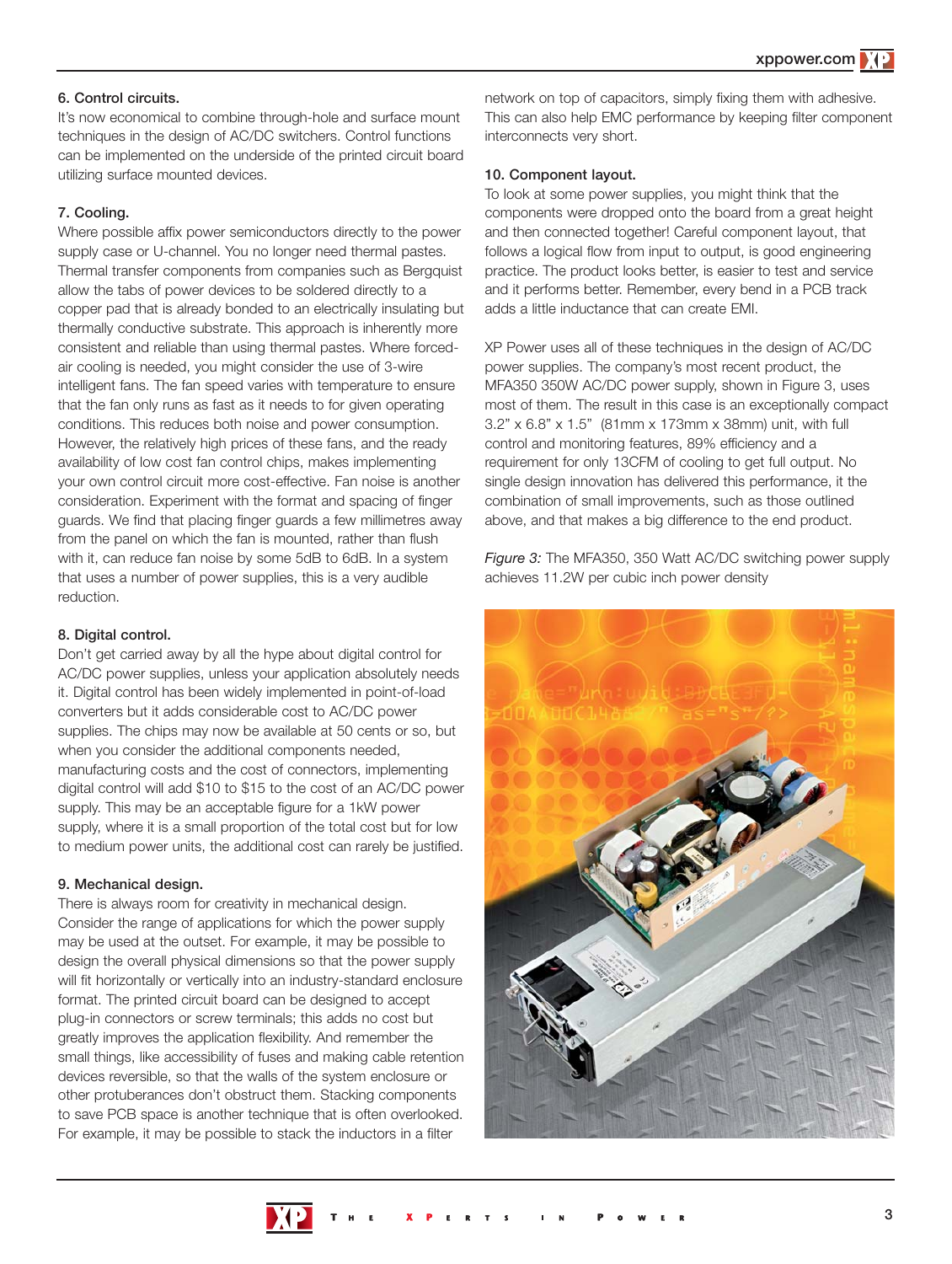### 6. Control circuits.

It's now economical to combine through-hole and surface mount techniques in the design of AC/DC switchers. Control functions can be implemented on the underside of the printed circuit board utilizing surface mounted devices.

### 7. Cooling.

Where possible affix power semiconductors directly to the power supply case or U-channel. You no longer need thermal pastes. Thermal transfer components from companies such as Bergquist allow the tabs of power devices to be soldered directly to a copper pad that is already bonded to an electrically insulating but thermally conductive substrate. This approach is inherently more consistent and reliable than using thermal pastes. Where forced-air cooling is needed, you might consider the use of 3-wire intelligent fans. The fan speed varies with temperature to ensure that the fan only runs as fast as it needs to for given operating conditions. This reduces both noise and power consumption. However, the relatively high prices of these fans, and the ready availability of low cost fan control chips, makes implementing your own control circuit more cost-effective. Fan noise is another consideration. Experiment with the format and spacing of finger guards. We find that placing finger guards a few millimetres away from the panel on which the fan is mounted, rather than flush with it, can reduce fan noise by some 5dB to 6dB. In a system that uses a number of power supplies, this is a very audible reduction.

### 8. Digital control.

Don't get carried away by all the hype about digital control for AC/DC power supplies, unless your application absolutely needs it. Digital control has been widely implemented in point-of-load converters but it adds considerable cost to AC/DC power supplies. The chips may now be available at 50 cents or so, but when you consider the additional components needed, manufacturing costs and the cost of connectors, implementing digital control will add $10 to $15 to the cost of an AC/DC power supply. This may be an acceptable figure for a 1kW power supply, where it is a small proportion of the total cost but for low to medium power units, the additional cost can rarely be justified.

### 9. Mechanical design.

There is always room for creativity in mechanical design. Consider the range of applications for which the power supply may be used at the outset. For example, it may be possible to design the overall physical dimensions so that the power supply will fit horizontally or vertically into an industry-standard enclosure format. The printed circuit board can be designed to accept plug-in connectors or screw terminals; this adds no cost but greatly improves the application flexibility. And remember the small things, like accessibility of fuses and making cable retention devices reversible, so that the walls of the system enclosure or other protuberances don't obstruct them. Stacking components to save PCB space is another technique that is often overlooked. For example, it may be possible to stack the inductors in a filter network on top of capacitors, simply fixing them with adhesive. This can also help EMC performance by keeping filter component interconnects very short.

### 10. Component layout.

To look at some power supplies, you might think that the components were dropped onto the board from a great height and then connected together! Careful component layout, that follows a logical flow from input to output, is good engineering practice. The product looks better, is easier to test and service and it performs better. Remember, every bend in a PCB track adds a little inductance that can create EMI.

XP Power uses all of these techniques in the design of AC/DC power supplies. The company's most recent product, the MFA350 350W AC/DC power supply, shown in Figure 3, uses most of them. The result in this case is an exceptionally compact 3.2" x 6.8" x 1.5" (81mm x 173mm x 38mm) unit, with full control and monitoring features, 89% efficiency and a requirement for only 13CFM of cooling to get full output. No single design innovation has delivered this performance, it the combination of small improvements, such as those outlined above, and that makes a big difference to the end product.

*Figure 3:* The MFA350, 350 Watt AC/DC switching power supply achieves 11.2W per cubic inch power density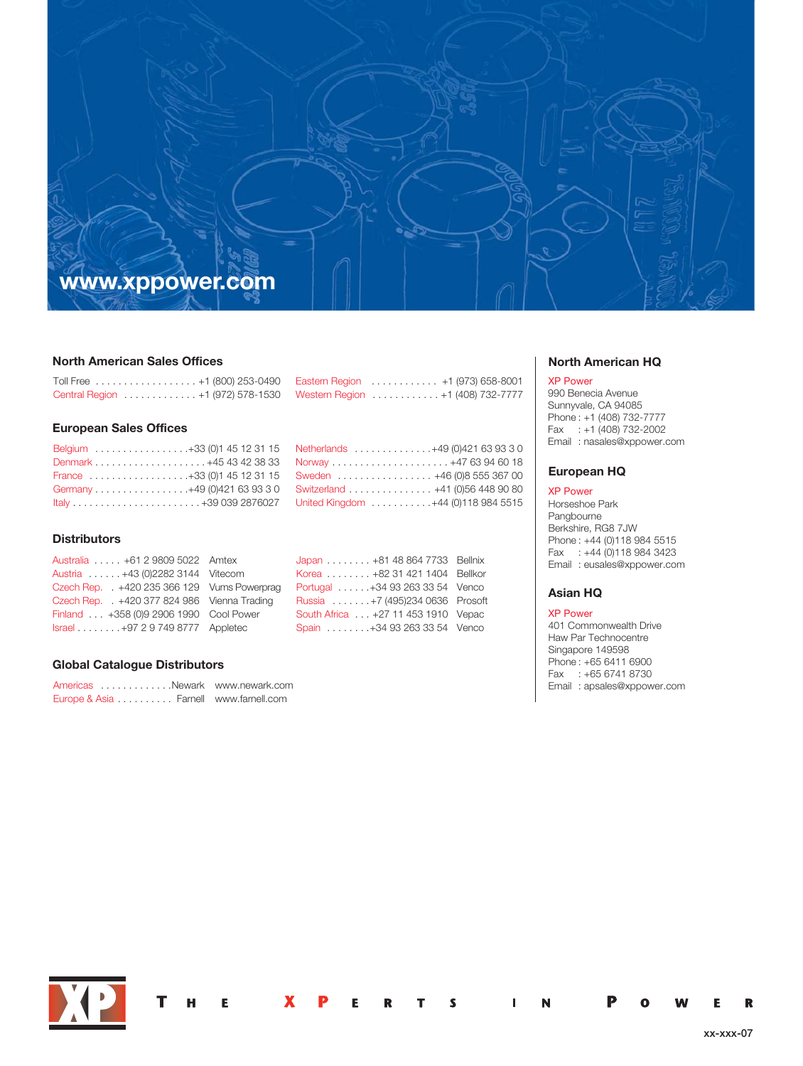www.xppower.com

## North American Sales Offices

| | | | |
|---|---|---|---|
| Toll Free | +1 (800) 253-0490 | Eastern Region | +1 (973) 658-8001 |
| Central Region | +1 (972) 578-1530 | Western Region | +1 (408) 732-7777 |

## European Sales Offices

| | | | |
|---|---|---|---|
| Belgium | +33 (0)1 45 12 31 15 | Netherlands | +49 (0)421 63 93 3 0 |
| Denmark | +45 43 42 38 33 | Norway | +47 63 94 60 18 |
| France | +33 (0)1 45 12 31 15 | Sweden | +46 (0)8 555 367 00 |
| Germany | +49 (0)421 63 93 3 0 | Switzerland | +41 (0)56 448 90 80 |
| Italy | +39 039 2876027 | United Kingdom | +44 (0)118 984 5515 |

## Distributors

| | | | | | |
|---|---|---|---|---|---|
| Australia | +61 2 9809 5022 | Amtex | Japan | +81 48 864 7733 | Bellnix |
| Austria | +43 (0)2282 3144 | Vitecom | Korea | +82 31 421 1404 | Bellkor |
| Czech Rep. | +420 235 366 129 | Vums Powerprag | Portugal | +34 93 263 33 54 | Venco |
| Czech Rep. | +420 377 824 986 | Vienna Trading | Russia | +7 (495)234 0636 | Prosoft |
| Finland | +358 (0)9 2906 1990 | Cool Power | South Africa | +27 11 453 1910 | Vepac |
| Israel | +97 2 9 749 8777 | Appletec | Spain | +34 93 263 33 54 | Venco |

## Global Catalogue Distributors

| | | |
|---|---|---|
| Americas | Newark | www.newark.com |
| Europe & Asia | Farnell | www.farnell.com |

## North American HQ

XP Power
990 Benecia Avenue
Sunnyvale, CA 94085
Phone : +1 (408) 732-7777
Fax : +1 (408) 732-2002
Email : nasales@xppower.com

## European HQ

XP Power
Horseshoe Park
Pangbourne
Berkshire, RG8 7JW
Phone : +44 (0)118 984 5515
Fax : +44 (0)118 984 3423
Email : eusales@xppower.com

## Asian HQ

XP Power
401 Commonwealth Drive
Haw Par Technocentre
Singapore 149598
Phone : +65 6411 6900
Fax : +65 6741 8730
Email : apsales@xppower.com

THE XPERTS IN POWER

xx-xxx-07